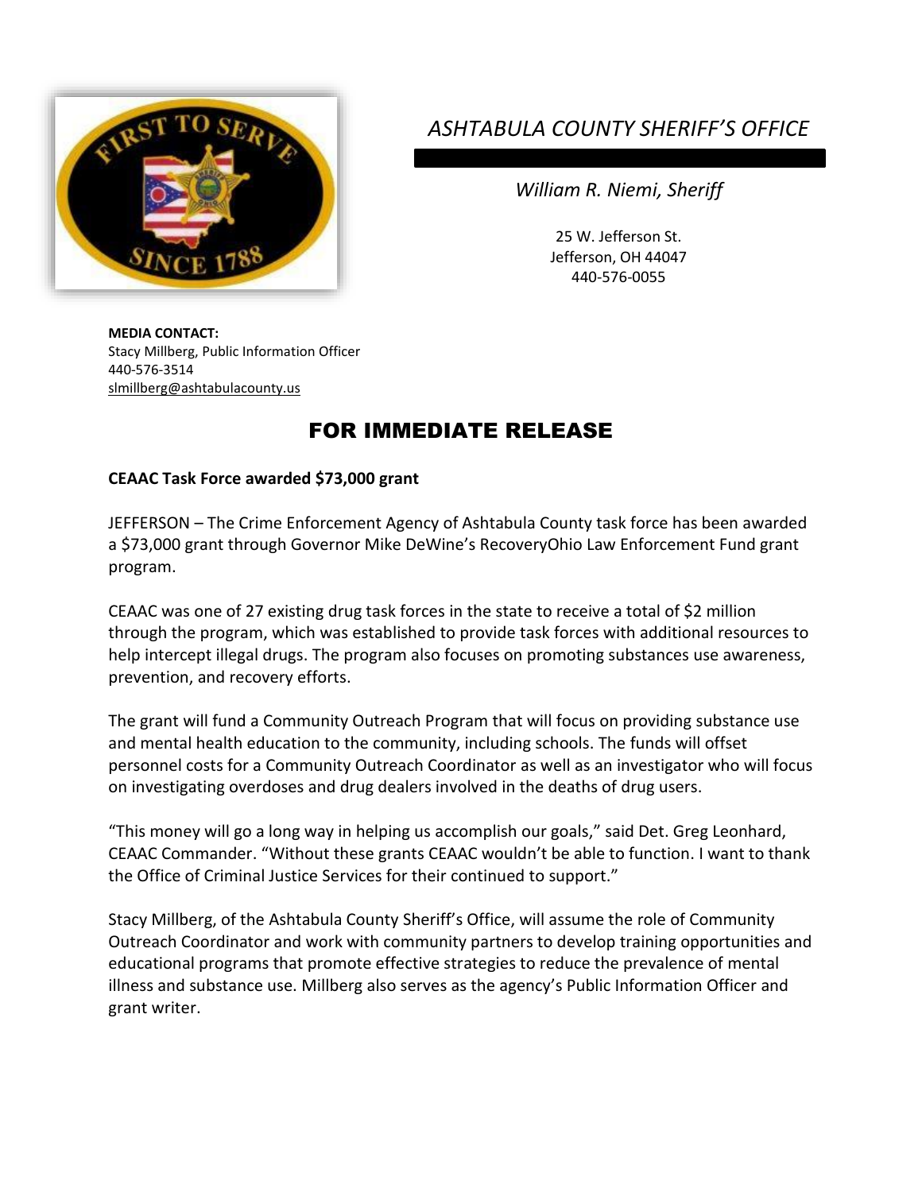*ASHTABULA COUNTY SHERIFF'S OFFICE*

*William R. Niemi, Sheriff*

25 W. Jefferson St.
Jefferson, OH 44047
440-576-0055

**MEDIA CONTACT:**
Stacy Millberg, Public Information Officer
440-576-3514
slmillberg@ashtabulacounty.us

# FOR IMMEDIATE RELEASE

**CEAAC Task Force awarded $73,000 grant**

JEFFERSON – The Crime Enforcement Agency of Ashtabula County task force has been awarded a $73,000 grant through Governor Mike DeWine's RecoveryOhio Law Enforcement Fund grant program.

CEAAC was one of 27 existing drug task forces in the state to receive a total of $2 million through the program, which was established to provide task forces with additional resources to help intercept illegal drugs. The program also focuses on promoting substances use awareness, prevention, and recovery efforts.

The grant will fund a Community Outreach Program that will focus on providing substance use and mental health education to the community, including schools. The funds will offset personnel costs for a Community Outreach Coordinator as well as an investigator who will focus on investigating overdoses and drug dealers involved in the deaths of drug users.

"This money will go a long way in helping us accomplish our goals," said Det. Greg Leonhard, CEAAC Commander. "Without these grants CEAAC wouldn't be able to function. I want to thank the Office of Criminal Justice Services for their continued to support."

Stacy Millberg, of the Ashtabula County Sheriff's Office, will assume the role of Community Outreach Coordinator and work with community partners to develop training opportunities and educational programs that promote effective strategies to reduce the prevalence of mental illness and substance use. Millberg also serves as the agency's Public Information Officer and grant writer.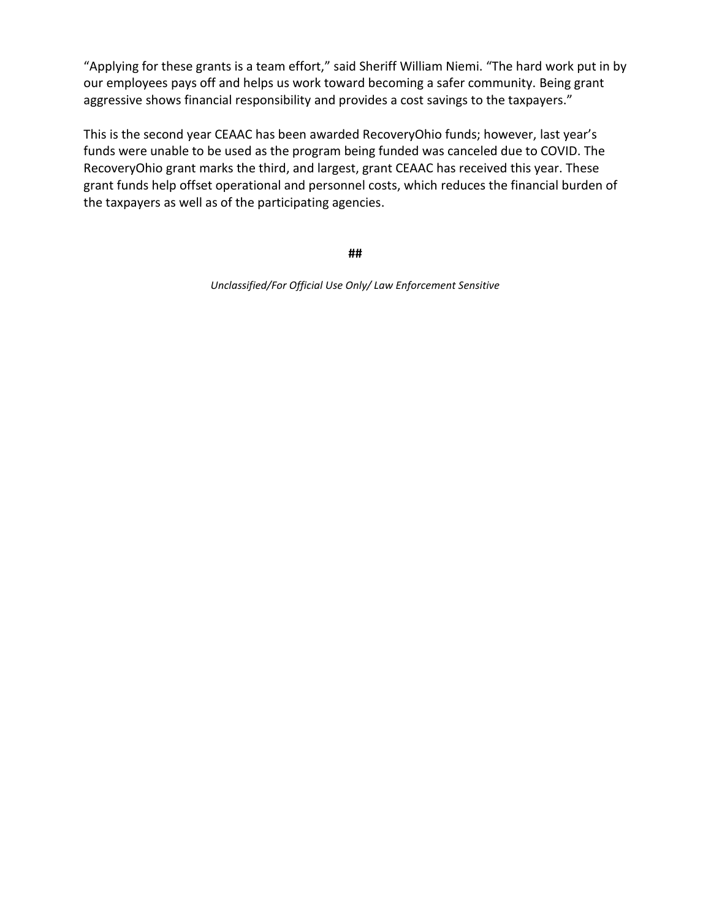"Applying for these grants is a team effort," said Sheriff William Niemi. "The hard work put in by our employees pays off and helps us work toward becoming a safer community. Being grant aggressive shows financial responsibility and provides a cost savings to the taxpayers."

This is the second year CEAAC has been awarded RecoveryOhio funds; however, last year's funds were unable to be used as the program being funded was canceled due to COVID. The RecoveryOhio grant marks the third, and largest, grant CEAAC has received this year. These grant funds help offset operational and personnel costs, which reduces the financial burden of the taxpayers as well as of the participating agencies.

**##**

*Unclassified/For Official Use Only/ Law Enforcement Sensitive*